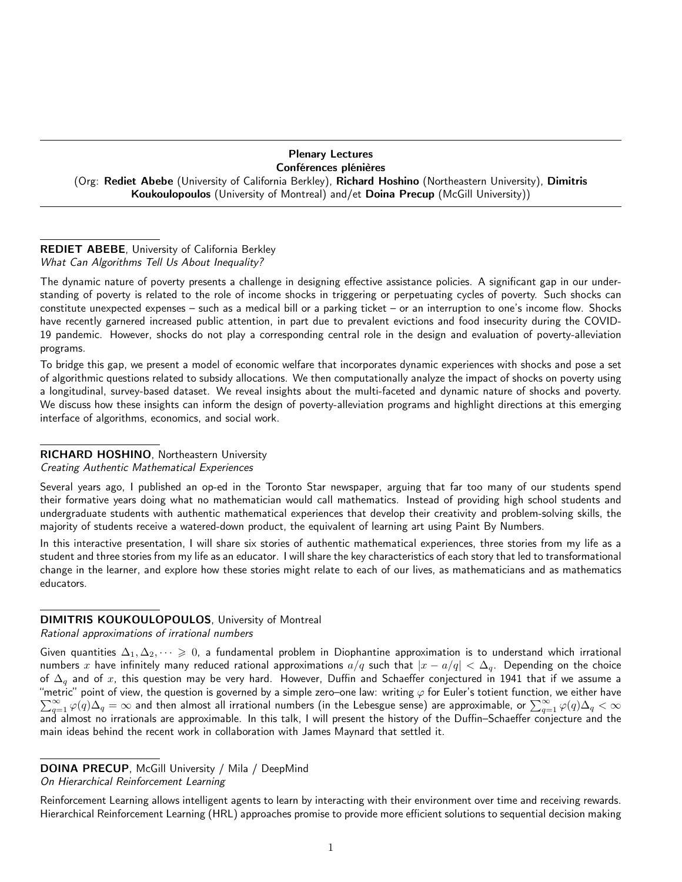## Plenary Lectures
## Conférences plénières

(Org: **Rediet Abebe** (University of California Berkley), **Richard Hoshino** (Northeastern University), **Dimitris Koukoulopoulos** (University of Montreal) and/et **Doina Precup** (McGill University))

---

**REDIET ABEBE**, University of California Berkley
*What Can Algorithms Tell Us About Inequality?*

The dynamic nature of poverty presents a challenge in designing effective assistance policies. A significant gap in our understanding of poverty is related to the role of income shocks in triggering or perpetuating cycles of poverty. Such shocks can constitute unexpected expenses – such as a medical bill or a parking ticket – or an interruption to one's income flow. Shocks have recently garnered increased public attention, in part due to prevalent evictions and food insecurity during the COVID-19 pandemic. However, shocks do not play a corresponding central role in the design and evaluation of poverty-alleviation programs.

To bridge this gap, we present a model of economic welfare that incorporates dynamic experiences with shocks and pose a set of algorithmic questions related to subsidy allocations. We then computationally analyze the impact of shocks on poverty using a longitudinal, survey-based dataset. We reveal insights about the multi-faceted and dynamic nature of shocks and poverty. We discuss how these insights can inform the design of poverty-alleviation programs and highlight directions at this emerging interface of algorithms, economics, and social work.

---

**RICHARD HOSHINO**, Northeastern University
*Creating Authentic Mathematical Experiences*

Several years ago, I published an op-ed in the Toronto Star newspaper, arguing that far too many of our students spend their formative years doing what no mathematician would call mathematics. Instead of providing high school students and undergraduate students with authentic mathematical experiences that develop their creativity and problem-solving skills, the majority of students receive a watered-down product, the equivalent of learning art using Paint By Numbers.

In this interactive presentation, I will share six stories of authentic mathematical experiences, three stories from my life as a student and three stories from my life as an educator. I will share the key characteristics of each story that led to transformational change in the learner, and explore how these stories might relate to each of our lives, as mathematicians and as mathematics educators.

---

**DIMITRIS KOUKOULOPOULOS**, University of Montreal
*Rational approximations of irrational numbers*

Given quantities $\Delta_1, \Delta_2, \dots \geqslant 0$, a fundamental problem in Diophantine approximation is to understand which irrational numbers $x$ have infinitely many reduced rational approximations $a/q$ such that $|x - a/q| < \Delta_q$. Depending on the choice of $\Delta_q$ and of $x$, this question may be very hard. However, Duffin and Schaeffer conjectured in 1941 that if we assume a "metric" point of view, the question is governed by a simple zero–one law: writing $\varphi$ for Euler's totient function, we either have $\sum_{q=1}^{\infty} \varphi(q)\Delta_q = \infty$ and then almost all irrational numbers (in the Lebesgue sense) are approximable, or $\sum_{q=1}^{\infty} \varphi(q)\Delta_q < \infty$ and almost no irrationals are approximable. In this talk, I will present the history of the Duffin–Schaeffer conjecture and the main ideas behind the recent work in collaboration with James Maynard that settled it.

---

**DOINA PRECUP**, McGill University / Mila / DeepMind
*On Hierarchical Reinforcement Learning*

Reinforcement Learning allows intelligent agents to learn by interacting with their environment over time and receiving rewards. Hierarchical Reinforcement Learning (HRL) approaches promise to provide more efficient solutions to sequential decision making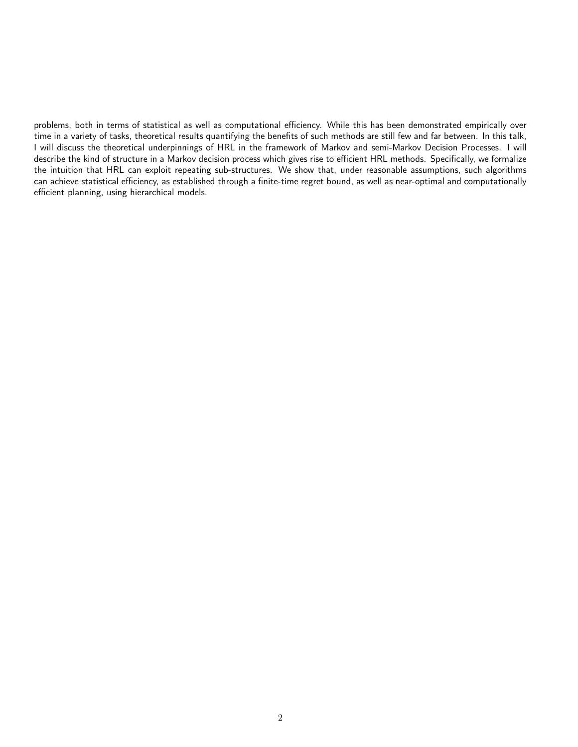problems, both in terms of statistical as well as computational efficiency. While this has been demonstrated empirically over time in a variety of tasks, theoretical results quantifying the benefits of such methods are still few and far between. In this talk, I will discuss the theoretical underpinnings of HRL in the framework of Markov and semi-Markov Decision Processes. I will describe the kind of structure in a Markov decision process which gives rise to efficient HRL methods. Specifically, we formalize the intuition that HRL can exploit repeating sub-structures. We show that, under reasonable assumptions, such algorithms can achieve statistical efficiency, as established through a finite-time regret bound, as well as near-optimal and computationally efficient planning, using hierarchical models.